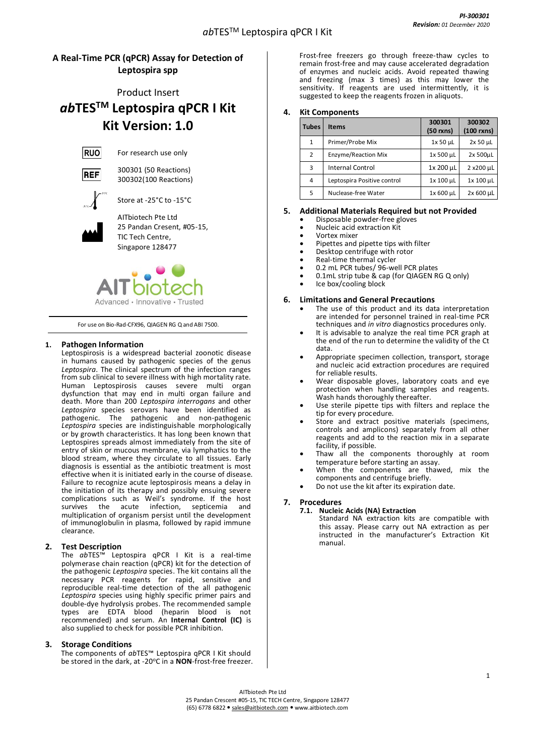# A Real-Time PCR (qPCR) Assay for Detection of Leptospira spp

Product Insert

# *ab*TES™ Leptospira qPCR I Kit
# Kit Version: 1.0

RUO — For research use only

REF — 300301 (50 Reactions)
300302(100 Reactions)

Store at -25°C to -15°C

AITbiotech Pte Ltd
25 Pandan Cresent, #05-15,
TIC Tech Centre,
Singapore 128477

AITbiotech — Advanced • Innovative • Trusted

For use on Bio-Rad-CFX96, QIAGEN RG Q and ABI 7500.

## 1. Pathogen Information

Leptospirosis is a widespread bacterial zoonotic disease in humans caused by pathogenic species of the genus *Leptospira*. The clinical spectrum of the infection ranges from sub clinical to severe illness with high mortality rate. Human Leptospirosis causes severe multi organ dysfunction that may end in multi organ failure and death. More than 200 *Leptospira interrogans* and other *Leptospira* species serovars have been identified as pathogenic. The pathogenic and non-pathogenic *Leptospira* species are indistinguishable morphologically or by growth characteristics. It has long been known that Leptospires spreads almost immediately from the site of entry of skin or mucous membrane, via lymphatics to the blood stream, where they circulate to all tissues. Early diagnosis is essential as the antibiotic treatment is most effective when it is initiated early in the course of disease. Failure to recognize acute leptospirosis means a delay in the initiation of its therapy and possibly ensuing severe complications such as Weil's syndrome. If the host survives the acute infection, septicemia and multiplication of organism persist until the development of immunoglobulin in plasma, followed by rapid immune clearance.

## 2. Test Description

The *ab*TES™ Leptospira qPCR I Kit is a real-time polymerase chain reaction (qPCR) kit for the detection of the pathogenic *Leptospira* species. The kit contains all the necessary PCR reagents for rapid, sensitive and reproducible real-time detection of the all pathogenic *Leptospira* species using highly specific primer pairs and double-dye hydrolysis probes. The recommended sample types are EDTA blood (heparin blood is not recommended) and serum. An **Internal Control (IC)** is also supplied to check for possible PCR inhibition.

## 3. Storage Conditions

The components of *ab*TES™ Leptospira qPCR I Kit should be stored in the dark, at -20°C in a **NON**-frost-free freezer. Frost-free freezers go through freeze-thaw cycles to remain frost-free and may cause accelerated degradation of enzymes and nucleic acids. Avoid repeated thawing and freezing (max 3 times) as this may lower the sensitivity. If reagents are used intermittently, it is suggested to keep the reagents frozen in aliquots.

## 4. Kit Components

| Tubes | Items | 300301 (50 rxns) | 300302 (100 rxns) |
|---|---|---|---|
| 1 | Primer/Probe Mix | 1x 50 µL | 2x 50 µL |
| 2 | Enzyme/Reaction Mix | 1x 500 µL | 2x 500µL |
| 3 | Internal Control | 1x 200 µL | 2 x200 µL |
| 4 | Leptospira Positive control | 1x 100 µL | 1x 100 µL |
| 5 | Nuclease-free Water | 1x 600 µL | 2x 600 µL |

## 5. Additional Materials Required but not Provided

- Disposable powder-free gloves
- Nucleic acid extraction Kit
- Vortex mixer
- Pipettes and pipette tips with filter
- Desktop centrifuge with rotor
- Real-time thermal cycler
- 0.2 mL PCR tubes/ 96-well PCR plates
- 0.1mL strip tube & cap (for QIAGEN RG Q only)
- Ice box/cooling block

## 6. Limitations and General Precautions

- The use of this product and its data interpretation are intended for personnel trained in real-time PCR techniques and *in vitro* diagnostics procedures only.
- It is advisable to analyze the real time PCR graph at the end of the run to determine the validity of the Ct data.
- Appropriate specimen collection, transport, storage and nucleic acid extraction procedures are required for reliable results.
- Wear disposable gloves, laboratory coats and eye protection when handling samples and reagents. Wash hands thoroughly thereafter.
- Use sterile pipette tips with filters and replace the tip for every procedure.
- Store and extract positive materials (specimens, controls and amplicons) separately from all other reagents and add to the reaction mix in a separate facility, if possible.
- Thaw all the components thoroughly at room temperature before starting an assay.
- When the components are thawed, mix the components and centrifuge briefly.
- Do not use the kit after its expiration date.

## 7. Procedures

### 7.1. Nucleic Acids (NA) Extraction

Standard NA extraction kits are compatible with this assay. Please carry out NA extraction as per instructed in the manufacturer's Extraction Kit manual.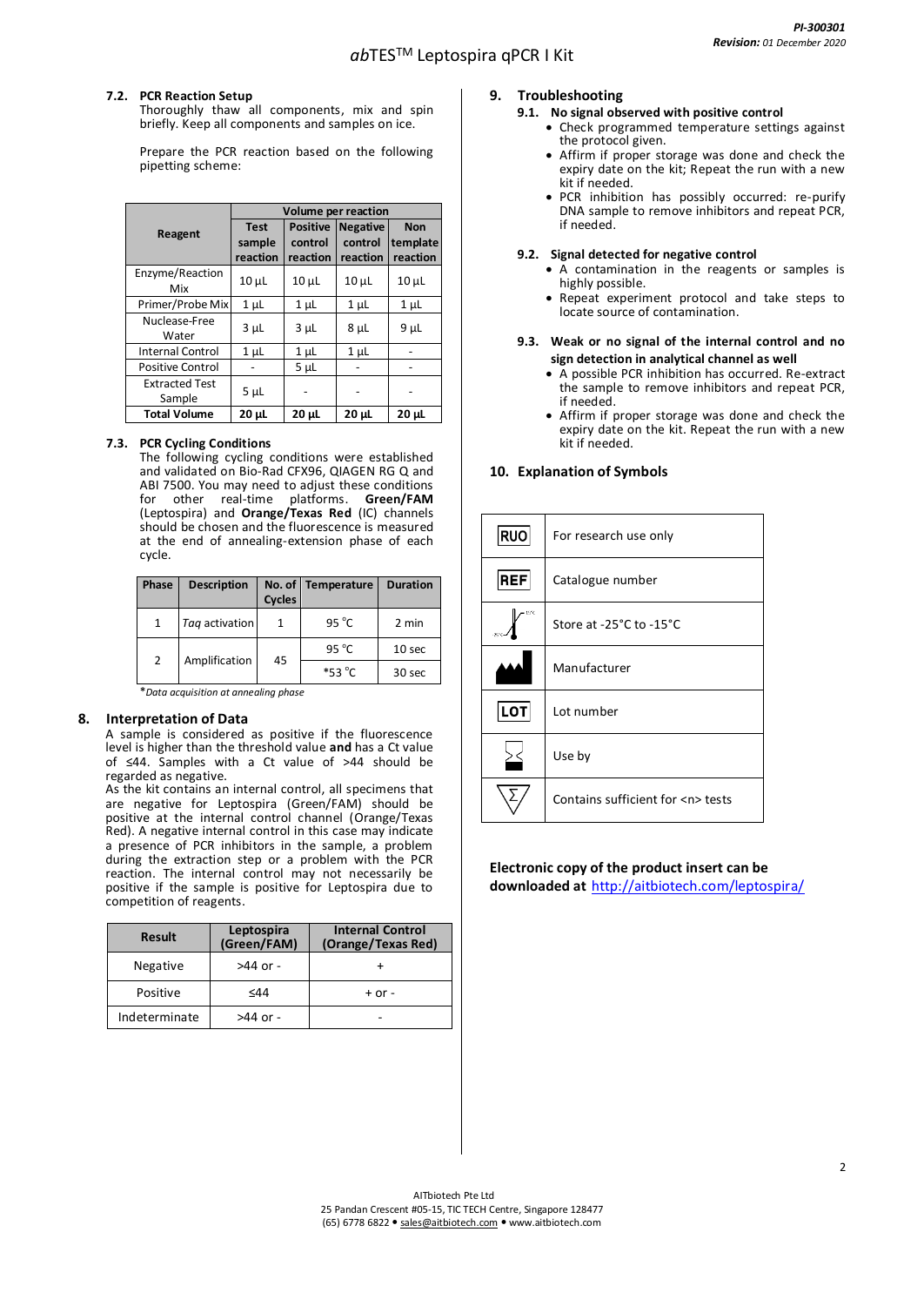### 7.2. PCR Reaction Setup

Thoroughly thaw all components, mix and spin briefly. Keep all components and samples on ice.

Prepare the PCR reaction based on the following pipetting scheme:

| Reagent | Volume per reaction | | | |
|---|---|---|---|---|
| | Test sample reaction | Positive control reaction | Negative control reaction | Non template reaction |
| Enzyme/Reaction Mix | 10 µL | 10 µL | 10 µL | 10 µL |
| Primer/Probe Mix | 1 µL | 1 µL | 1 µL | 1 µL |
| Nuclease-Free Water | 3 µL | 3 µL | 8 µL | 9 µL |
| Internal Control | 1 µL | 1 µL | 1 µL | - |
| Positive Control | - | 5 µL | - | - |
| Extracted Test Sample | 5 µL | - | - | - |
| **Total Volume** | **20 µL** | **20 µL** | **20 µL** | **20 µL** |

### 7.3. PCR Cycling Conditions

The following cycling conditions were established and validated on Bio-Rad CFX96, QIAGEN RG Q and ABI 7500. You may need to adjust these conditions for other real-time platforms. **Green/FAM** (Leptospira) and **Orange/Texas Red** (IC) channels should be chosen and the fluorescence is measured at the end of annealing-extension phase of each cycle.

| Phase | Description | No. of Cycles | Temperature | Duration |
|---|---|---|---|---|
| 1 | *Taq* activation | 1 | 95 °C | 2 min |
| 2 | Amplification | 45 | 95 °C | 10 sec |
| | | | *53 °C | 30 sec |

*\*Data acquisition at annealing phase*

## 8. Interpretation of Data

A sample is considered as positive if the fluorescence level is higher than the threshold value **and** has a Ct value of ≤44. Samples with a Ct value of >44 should be regarded as negative.

As the kit contains an internal control, all specimens that are negative for Leptospira (Green/FAM) should be positive at the internal control channel (Orange/Texas Red). A negative internal control in this case may indicate a presence of PCR inhibitors in the sample, a problem during the extraction step or a problem with the PCR reaction. The internal control may not necessarily be positive if the sample is positive for Leptospira due to competition of reagents.

| Result | Leptospira (Green/FAM) | Internal Control (Orange/Texas Red) |
|---|---|---|
| Negative | >44 or - | + |
| Positive | ≤44 | + or - |
| Indeterminate | >44 or - | - |

## 9. Troubleshooting

### 9.1. No signal observed with positive control

- Check programmed temperature settings against the protocol given.
- Affirm if proper storage was done and check the expiry date on the kit; Repeat the run with a new kit if needed.
- PCR inhibition has possibly occurred: re-purify DNA sample to remove inhibitors and repeat PCR, if needed.

### 9.2. Signal detected for negative control

- A contamination in the reagents or samples is highly possible.
- Repeat experiment protocol and take steps to locate source of contamination.

### 9.3. Weak or no signal of the internal control and no sign detection in analytical channel as well

- A possible PCR inhibition has occurred. Re-extract the sample to remove inhibitors and repeat PCR, if needed.
- Affirm if proper storage was done and check the expiry date on the kit. Repeat the run with a new kit if needed.

## 10. Explanation of Symbols

| | |
|---|---|
| RUO | For research use only |
| REF | Catalogue number |
| | Store at -25°C to -15°C |
| | Manufacturer |
| LOT | Lot number |
| | Use by |
| Σ | Contains sufficient for <n> tests |

**Electronic copy of the product insert can be downloaded at** http://aitbiotech.com/leptospira/

AITbiotech Pte Ltd
25 Pandan Crescent #05-15, TIC TECH Centre, Singapore 128477
(65) 6778 6822 • sales@aitbiotech.com • www.aitbiotech.com